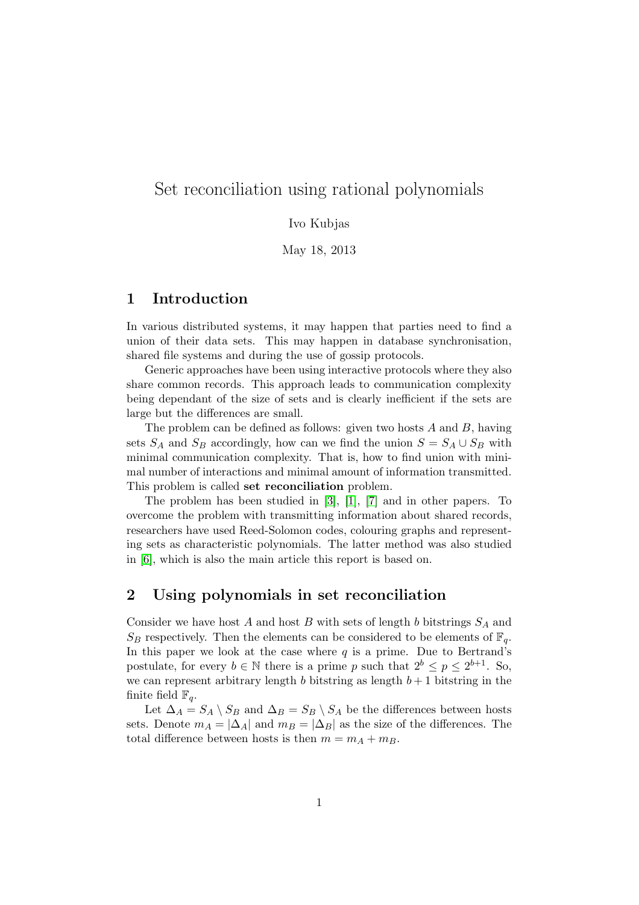# Set reconciliation using rational polynomials

Ivo Kubjas

May 18, 2013

## 1 Introduction

In various distributed systems, it may happen that parties need to find a union of their data sets. This may happen in database synchronisation, shared file systems and during the use of gossip protocols.

Generic approaches have been using interactive protocols where they also share common records. This approach leads to communication complexity being dependant of the size of sets and is clearly inefficient if the sets are large but the differences are small.

The problem can be defined as follows: given two hosts $A$ and $B$, having sets $S_A$ and $S_B$ accordingly, how can we find the union $S = S_A \cup S_B$ with minimal communication complexity. That is, how to find union with minimal number of interactions and minimal amount of information transmitted. This problem is called **set reconciliation** problem.

The problem has been studied in [3], [1], [7] and in other papers. To overcome the problem with transmitting information about shared records, researchers have used Reed-Solomon codes, colouring graphs and representing sets as characteristic polynomials. The latter method was also studied in [6], which is also the main article this report is based on.

## 2 Using polynomials in set reconciliation

Consider we have host $A$ and host $B$ with sets of length $b$ bitstrings $S_A$ and $S_B$ respectively. Then the elements can be considered to be elements of $\mathbb{F}_q$. In this paper we look at the case where $q$ is a prime. Due to Bertrand's postulate, for every $b \in \mathbb{N}$ there is a prime $p$ such that $2^b \leq p \leq 2^{b+1}$. So, we can represent arbitrary length $b$ bitstring as length $b+1$ bitstring in the finite field $\mathbb{F}_q$.

Let $\Delta_A = S_A \setminus S_B$ and $\Delta_B = S_B \setminus S_A$ be the differences between hosts sets. Denote $m_A = |\Delta_A|$ and $m_B = |\Delta_B|$ as the size of the differences. The total difference between hosts is then $m = m_A + m_B$.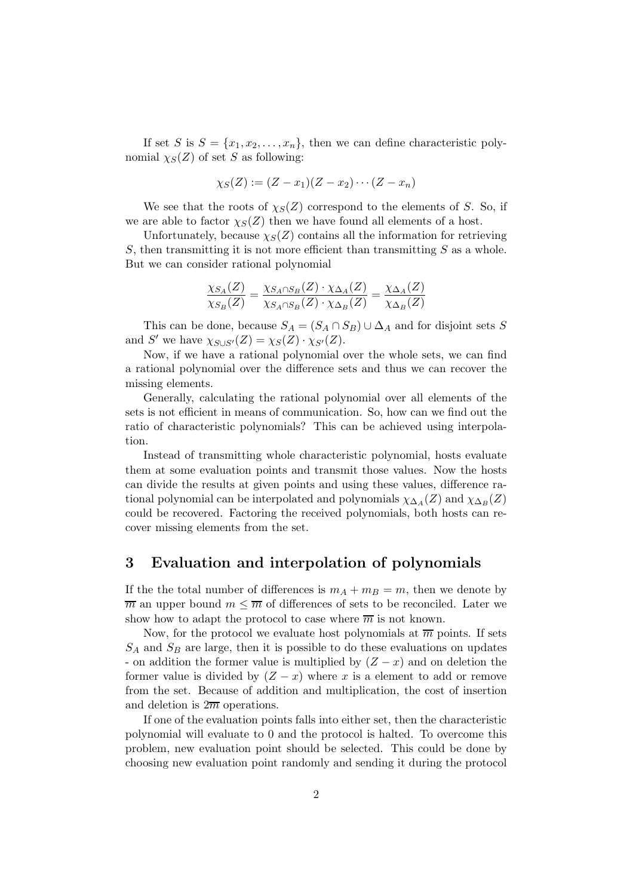If set $S$ is $S = \{x_1, x_2, \ldots, x_n\}$, then we can define characteristic polynomial $\chi_S(Z)$ of set $S$ as following:

$$\chi_S(Z) := (Z - x_1)(Z - x_2) \cdots (Z - x_n)$$

We see that the roots of $\chi_S(Z)$ correspond to the elements of $S$. So, if we are able to factor $\chi_S(Z)$ then we have found all elements of a host.

Unfortunately, because $\chi_S(Z)$ contains all the information for retrieving $S$, then transmitting it is not more efficient than transmitting $S$ as a whole. But we can consider rational polynomial

$$\frac{\chi_{S_A}(Z)}{\chi_{S_B}(Z)} = \frac{\chi_{S_A \cap S_B}(Z) \cdot \chi_{\Delta_A}(Z)}{\chi_{S_A \cap S_B}(Z) \cdot \chi_{\Delta_B}(Z)} = \frac{\chi_{\Delta_A}(Z)}{\chi_{\Delta_B}(Z)}$$

This can be done, because $S_A = (S_A \cap S_B) \cup \Delta_A$ and for disjoint sets $S$ and $S'$ we have $\chi_{S \cup S'}(Z) = \chi_S(Z) \cdot \chi_{S'}(Z)$.

Now, if we have a rational polynomial over the whole sets, we can find a rational polynomial over the difference sets and thus we can recover the missing elements.

Generally, calculating the rational polynomial over all elements of the sets is not efficient in means of communication. So, how can we find out the ratio of characteristic polynomials? This can be achieved using interpolation.

Instead of transmitting whole characteristic polynomial, hosts evaluate them at some evaluation points and transmit those values. Now the hosts can divide the results at given points and using these values, difference rational polynomial can be interpolated and polynomials $\chi_{\Delta_A}(Z)$ and $\chi_{\Delta_B}(Z)$ could be recovered. Factoring the received polynomials, both hosts can recover missing elements from the set.

## 3 Evaluation and interpolation of polynomials

If the the total number of differences is $m_A + m_B = m$, then we denote by $\overline{m}$ an upper bound $m \leq \overline{m}$ of differences of sets to be reconciled. Later we show how to adapt the protocol to case where $\overline{m}$ is not known.

Now, for the protocol we evaluate host polynomials at $\overline{m}$ points. If sets $S_A$ and $S_B$ are large, then it is possible to do these evaluations on updates - on addition the former value is multiplied by $(Z - x)$ and on deletion the former value is divided by $(Z - x)$ where $x$ is a element to add or remove from the set. Because of addition and multiplication, the cost of insertion and deletion is $2\overline{m}$ operations.

If one of the evaluation points falls into either set, then the characteristic polynomial will evaluate to 0 and the protocol is halted. To overcome this problem, new evaluation point should be selected. This could be done by choosing new evaluation point randomly and sending it during the protocol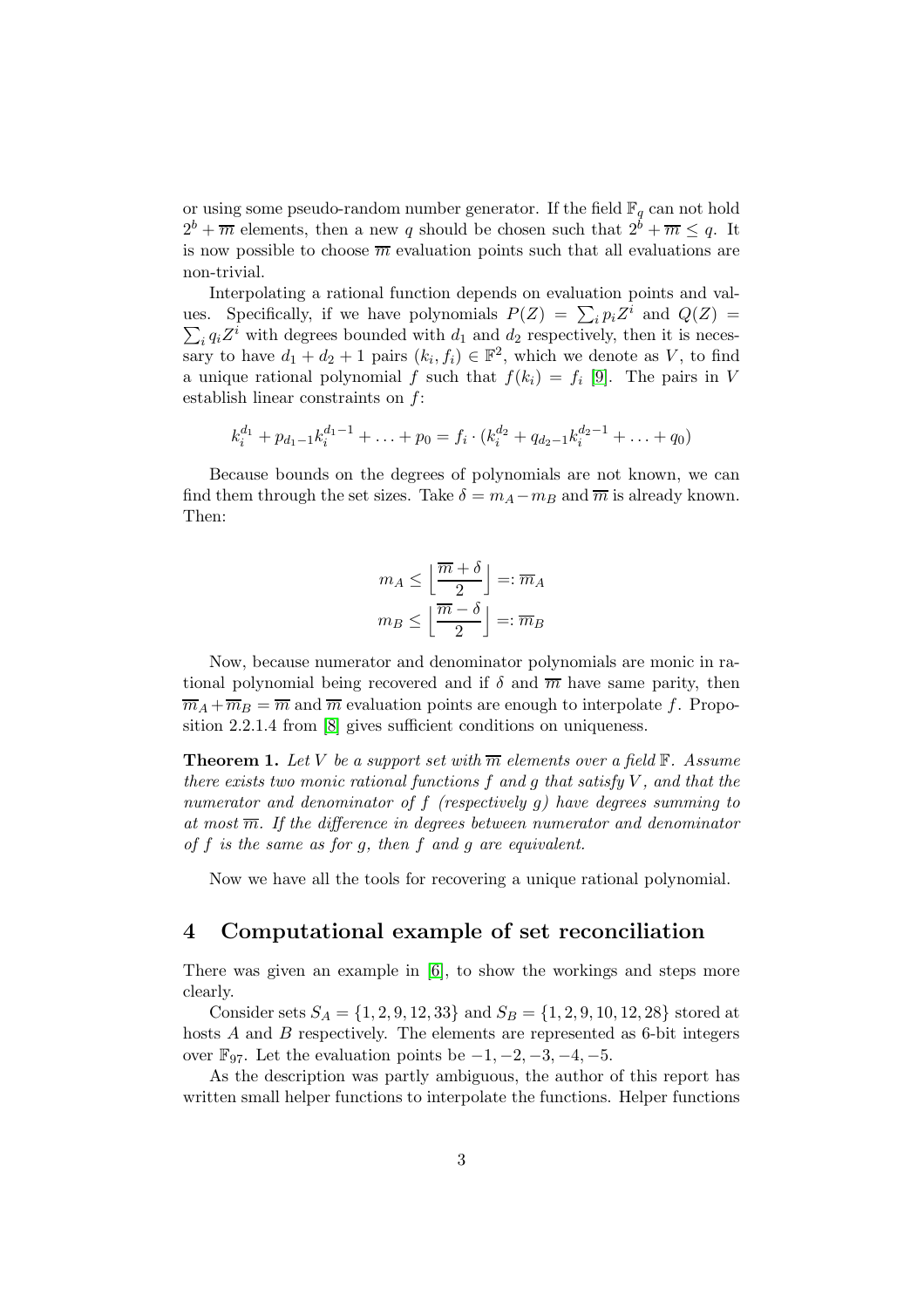or using some pseudo-random number generator. If the field $\mathbb{F}_q$ can not hold $2^b + \overline{m}$ elements, then a new $q$ should be chosen such that $2^b + \overline{m} \leq q$. It is now possible to choose $\overline{m}$ evaluation points such that all evaluations are non-trivial.

Interpolating a rational function depends on evaluation points and values. Specifically, if we have polynomials $P(Z) = \sum_i p_i Z^i$ and $Q(Z) = \sum_i q_i Z^i$ with degrees bounded with $d_1$ and $d_2$ respectively, then it is necessary to have $d_1 + d_2 + 1$ pairs $(k_i, f_i) \in \mathbb{F}^2$, which we denote as $V$, to find a unique rational polynomial $f$ such that $f(k_i) = f_i$ [9]. The pairs in $V$ establish linear constraints on $f$:

$$k_i^{d_1} + p_{d_1-1}k_i^{d_1-1} + \ldots + p_0 = f_i \cdot (k_i^{d_2} + q_{d_2-1}k_i^{d_2-1} + \ldots + q_0)$$

Because bounds on the degrees of polynomials are not known, we can find them through the set sizes. Take $\delta = m_A - m_B$ and $\overline{m}$ is already known. Then:

$$m_A \leq \left\lfloor \frac{\overline{m} + \delta}{2} \right\rfloor =: \overline{m}_A$$

$$m_B \leq \left\lfloor \frac{\overline{m} - \delta}{2} \right\rfloor =: \overline{m}_B$$

Now, because numerator and denominator polynomials are monic in rational polynomial being recovered and if $\delta$ and $\overline{m}$ have same parity, then $\overline{m}_A + \overline{m}_B = \overline{m}$ and $\overline{m}$ evaluation points are enough to interpolate $f$. Proposition 2.2.1.4 from [8] gives sufficient conditions on uniqueness.

**Theorem 1.** *Let $V$ be a support set with $\overline{m}$ elements over a field $\mathbb{F}$. Assume there exists two monic rational functions $f$ and $g$ that satisfy $V$, and that the numerator and denominator of $f$ (respectively $g$) have degrees summing to at most $\overline{m}$. If the difference in degrees between numerator and denominator of $f$ is the same as for $g$, then $f$ and $g$ are equivalent.*

Now we have all the tools for recovering a unique rational polynomial.

## 4 Computational example of set reconciliation

There was given an example in [6], to show the workings and steps more clearly.

Consider sets $S_A = \{1, 2, 9, 12, 33\}$ and $S_B = \{1, 2, 9, 10, 12, 28\}$ stored at hosts $A$ and $B$ respectively. The elements are represented as 6-bit integers over $\mathbb{F}_{97}$. Let the evaluation points be $-1, -2, -3, -4, -5$.

As the description was partly ambiguous, the author of this report has written small helper functions to interpolate the functions. Helper functions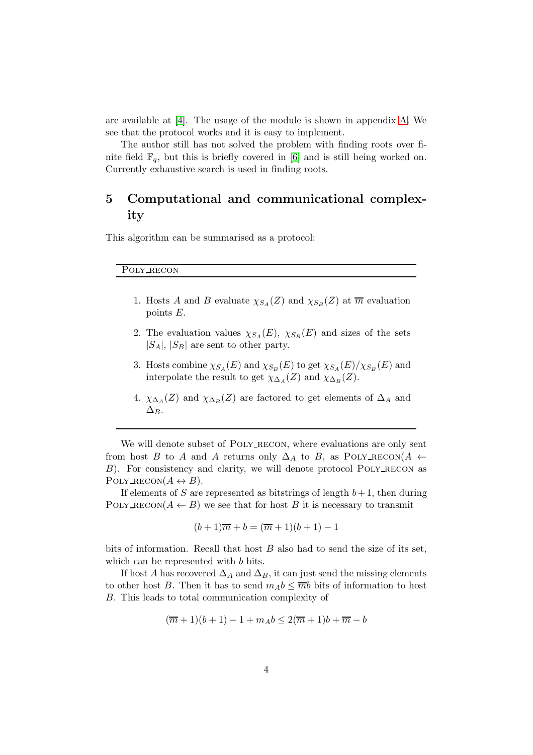are available at [4]. The usage of the module is shown in appendix A. We see that the protocol works and it is easy to implement.

The author still has not solved the problem with finding roots over finite field $\mathbb{F}_q$, but this is briefly covered in [6] and is still being worked on. Currently exhaustive search is used in finding roots.

## 5 Computational and communicational complexity

This algorithm can be summarised as a protocol:

---

POLY_RECON

---

1. Hosts $A$ and $B$ evaluate $\chi_{S_A}(Z)$ and $\chi_{S_B}(Z)$ at $\overline{m}$ evaluation points $E$.
2. The evaluation values $\chi_{S_A}(E)$, $\chi_{S_B}(E)$ and sizes of the sets $|S_A|$, $|S_B|$ are sent to other party.
3. Hosts combine $\chi_{S_A}(E)$ and $\chi_{S_B}(E)$ to get $\chi_{S_A}(E)/\chi_{S_B}(E)$ and interpolate the result to get $\chi_{\Delta_A}(Z)$ and $\chi_{\Delta_B}(Z)$.
4. $\chi_{\Delta_A}(Z)$ and $\chi_{\Delta_B}(Z)$ are factored to get elements of $\Delta_A$ and $\Delta_B$.

---

We will denote subset of POLY_RECON, where evaluations are only sent from host $B$ to $A$ and $A$ returns only $\Delta_A$ to $B$, as POLY_RECON($A \leftarrow B$). For consistency and clarity, we will denote protocol POLY_RECON as POLY_RECON($A \leftrightarrow B$).

If elements of $S$ are represented as bitstrings of length $b+1$, then during POLY_RECON($A \leftarrow B$) we see that for host $B$ it is necessary to transmit

$$(b+1)\overline{m} + b = (\overline{m}+1)(b+1) - 1$$

bits of information. Recall that host $B$ also had to send the size of its set, which can be represented with $b$ bits.

If host $A$ has recovered $\Delta_A$ and $\Delta_B$, it can just send the missing elements to other host $B$. Then it has to send $m_A b \leq \overline{m}b$ bits of information to host $B$. This leads to total communication complexity of

$$(\overline{m}+1)(b+1) - 1 + m_A b \leq 2(\overline{m}+1)b + \overline{m} - b$$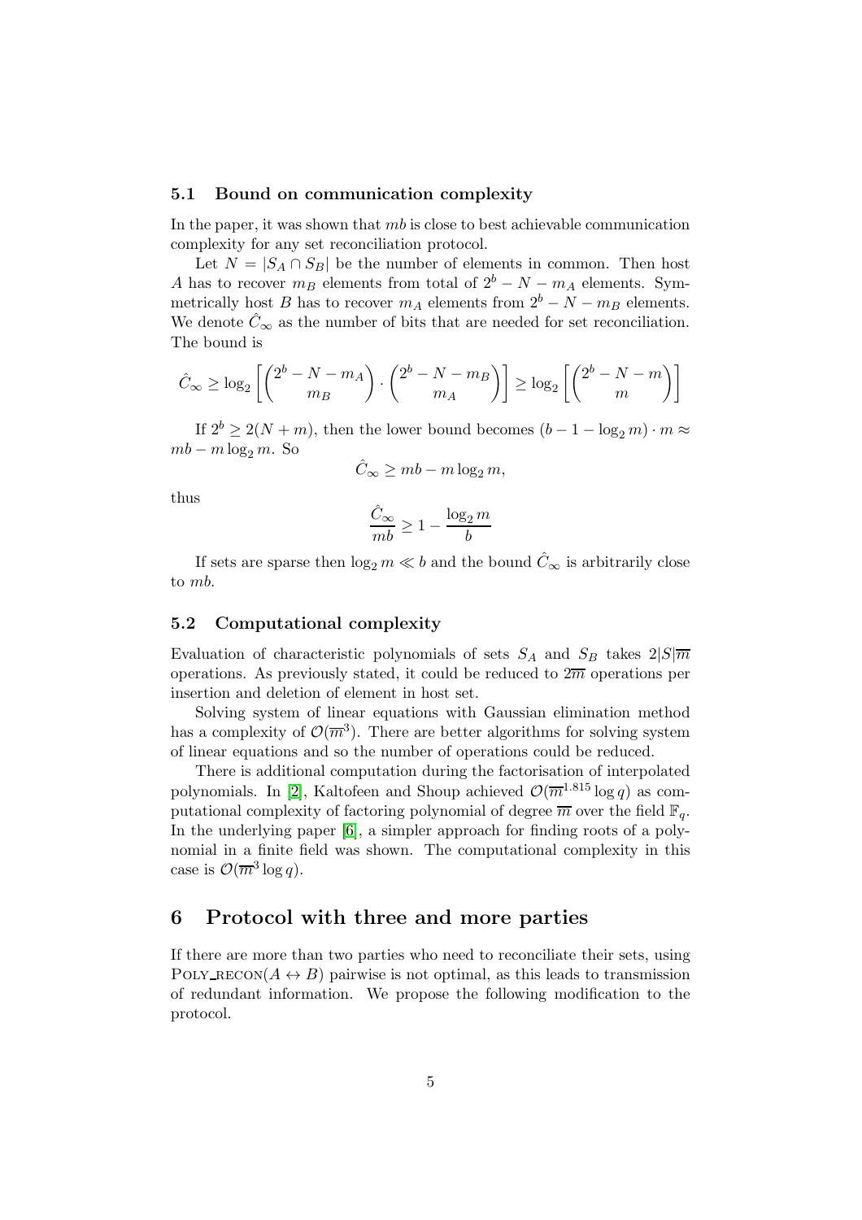### 5.1 Bound on communication complexity

In the paper, it was shown that $mb$ is close to best achievable communication complexity for any set reconciliation protocol.

Let $N = |S_A \cap S_B|$ be the number of elements in common. Then host $A$ has to recover $m_B$ elements from total of $2^b - N - m_A$ elements. Symmetrically host $B$ has to recover $m_A$ elements from $2^b - N - m_B$ elements. We denote $\hat{C}_\infty$ as the number of bits that are needed for set reconciliation. The bound is

$$\hat{C}_\infty \geq \log_2 \left[ \binom{2^b - N - m_A}{m_B} \cdot \binom{2^b - N - m_B}{m_A} \right] \geq \log_2 \left[ \binom{2^b - N - m}{m} \right]$$

If $2^b \geq 2(N+m)$, then the lower bound becomes $(b - 1 - \log_2 m) \cdot m \approx mb - m \log_2 m$. So

$$\hat{C}_\infty \geq mb - m \log_2 m,$$

thus

$$\frac{\hat{C}_\infty}{mb} \geq 1 - \frac{\log_2 m}{b}$$

If sets are sparse then $\log_2 m \ll b$ and the bound $\hat{C}_\infty$ is arbitrarily close to $mb$.

### 5.2 Computational complexity

Evaluation of characteristic polynomials of sets $S_A$ and $S_B$ takes $2|S|\overline{m}$ operations. As previously stated, it could be reduced to $2\overline{m}$ operations per insertion and deletion of element in host set.

Solving system of linear equations with Gaussian elimination method has a complexity of $\mathcal{O}(\overline{m}^3)$. There are better algorithms for solving system of linear equations and so the number of operations could be reduced.

There is additional computation during the factorisation of interpolated polynomials. In [2], Kaltofeen and Shoup achieved $\mathcal{O}(\overline{m}^{1.815} \log q)$ as computational complexity of factoring polynomial of degree $\overline{m}$ over the field $\mathbb{F}_q$. In the underlying paper [6], a simpler approach for finding roots of a polynomial in a finite field was shown. The computational complexity in this case is $\mathcal{O}(\overline{m}^3 \log q)$.

## 6 Protocol with three and more parties

If there are more than two parties who need to reconciliate their sets, using Poly_recon($A \leftrightarrow B$) pairwise is not optimal, as this leads to transmission of redundant information. We propose the following modification to the protocol.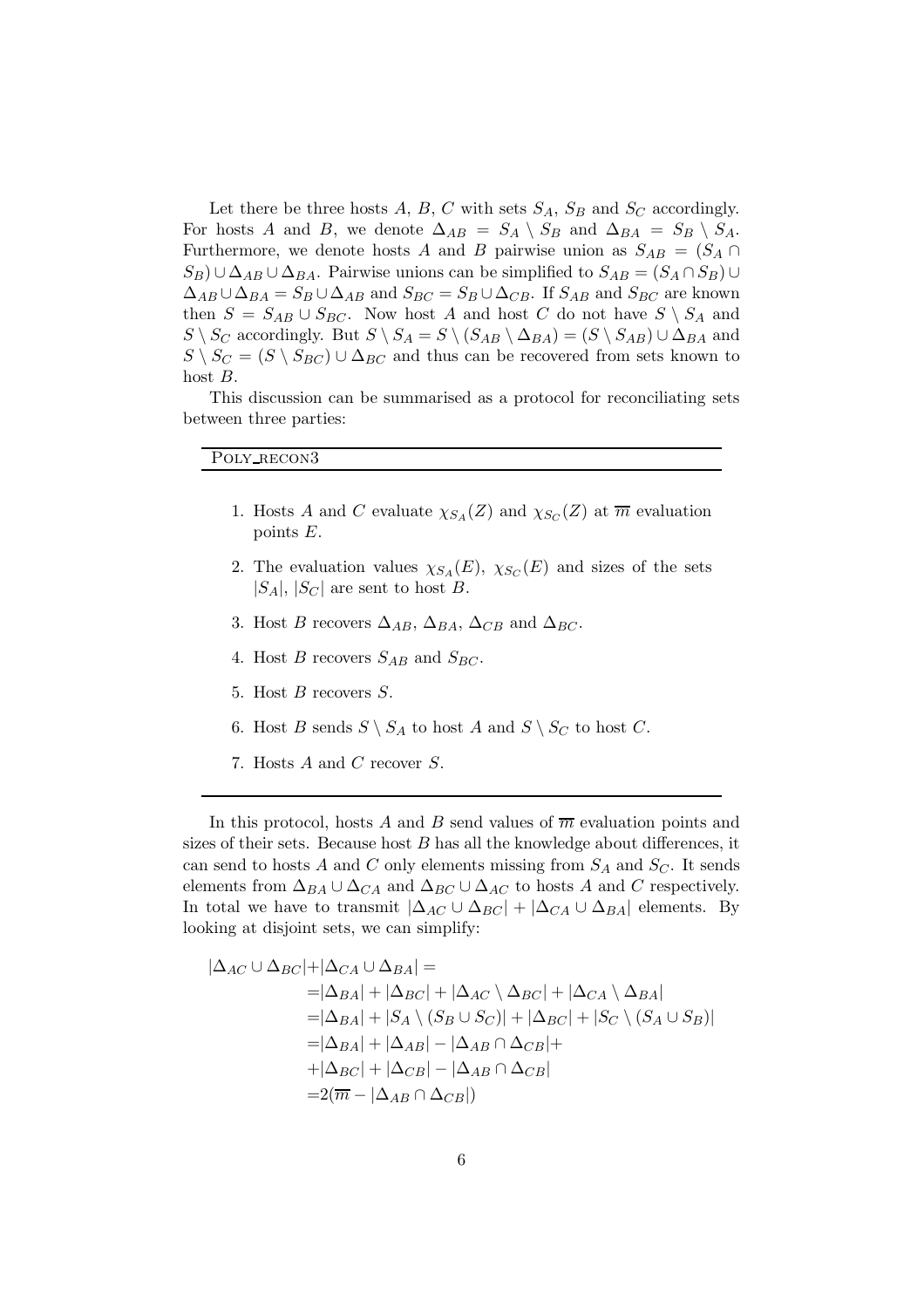Let there be three hosts $A$, $B$, $C$ with sets $S_A$, $S_B$ and $S_C$ accordingly. For hosts $A$ and $B$, we denote $\Delta_{AB} = S_A \setminus S_B$ and $\Delta_{BA} = S_B \setminus S_A$. Furthermore, we denote hosts $A$ and $B$ pairwise union as $S_{AB} = (S_A \cap S_B) \cup \Delta_{AB} \cup \Delta_{BA}$. Pairwise unions can be simplified to $S_{AB} = (S_A \cap S_B) \cup \Delta_{AB} \cup \Delta_{BA} = S_B \cup \Delta_{AB}$ and $S_{BC} = S_B \cup \Delta_{CB}$. If $S_{AB}$ and $S_{BC}$ are known then $S = S_{AB} \cup S_{BC}$. Now host $A$ and host $C$ do not have $S \setminus S_A$ and $S \setminus S_C$ accordingly. But $S \setminus S_A = S \setminus (S_{AB} \setminus \Delta_{BA}) = (S \setminus S_{AB}) \cup \Delta_{BA}$ and $S \setminus S_C = (S \setminus S_{BC}) \cup \Delta_{BC}$ and thus can be recovered from sets known to host $B$.

This discussion can be summarised as a protocol for reconciliating sets between three parties:

---

POLY_RECON3

---

1. Hosts $A$ and $C$ evaluate $\chi_{S_A}(Z)$ and $\chi_{S_C}(Z)$ at $\overline{m}$ evaluation points $E$.
2. The evaluation values $\chi_{S_A}(E)$, $\chi_{S_C}(E)$ and sizes of the sets $|S_A|$, $|S_C|$ are sent to host $B$.
3. Host $B$ recovers $\Delta_{AB}$, $\Delta_{BA}$, $\Delta_{CB}$ and $\Delta_{BC}$.
4. Host $B$ recovers $S_{AB}$ and $S_{BC}$.
5. Host $B$ recovers $S$.
6. Host $B$ sends $S \setminus S_A$ to host $A$ and $S \setminus S_C$ to host $C$.
7. Hosts $A$ and $C$ recover $S$.

---

In this protocol, hosts $A$ and $B$ send values of $\overline{m}$ evaluation points and sizes of their sets. Because host $B$ has all the knowledge about differences, it can send to hosts $A$ and $C$ only elements missing from $S_A$ and $S_C$. It sends elements from $\Delta_{BA} \cup \Delta_{CA}$ and $\Delta_{BC} \cup \Delta_{AC}$ to hosts $A$ and $C$ respectively. In total we have to transmit $|\Delta_{AC} \cup \Delta_{BC}| + |\Delta_{CA} \cup \Delta_{BA}|$ elements. By looking at disjoint sets, we can simplify:

$$
\begin{aligned}
|\Delta_{AC} \cup \Delta_{BC}| + |\Delta_{CA} \cup \Delta_{BA}| = \\
&= |\Delta_{BA}| + |\Delta_{BC}| + |\Delta_{AC} \setminus \Delta_{BC}| + |\Delta_{CA} \setminus \Delta_{BA}| \\
&= |\Delta_{BA}| + |S_A \setminus (S_B \cup S_C)| + |\Delta_{BC}| + |S_C \setminus (S_A \cup S_B)| \\
&= |\Delta_{BA}| + |\Delta_{AB}| - |\Delta_{AB} \cap \Delta_{CB}| + \\
&+ |\Delta_{BC}| + |\Delta_{CB}| - |\Delta_{AB} \cap \Delta_{CB}| \\
&= 2(\overline{m} - |\Delta_{AB} \cap \Delta_{CB}|)
\end{aligned}
$$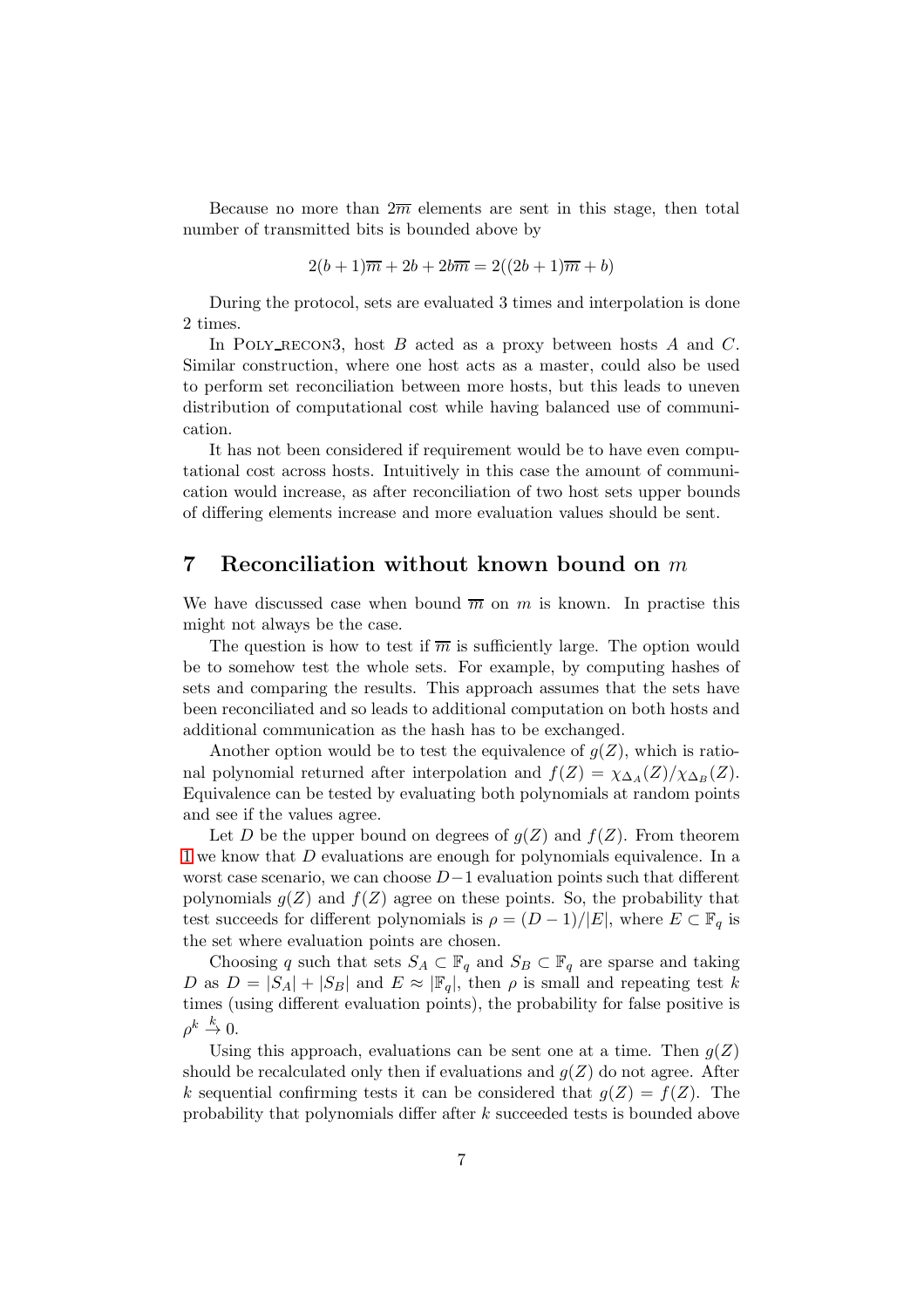Because no more than $2\overline{m}$ elements are sent in this stage, then total number of transmitted bits is bounded above by

$$2(b+1)\overline{m} + 2b + 2b\overline{m} = 2((2b+1)\overline{m} + b)$$

During the protocol, sets are evaluated 3 times and interpolation is done 2 times.

In POLY_RECON3, host $B$ acted as a proxy between hosts $A$ and $C$. Similar construction, where one host acts as a master, could also be used to perform set reconciliation between more hosts, but this leads to uneven distribution of computational cost while having balanced use of communication.

It has not been considered if requirement would be to have even computational cost across hosts. Intuitively in this case the amount of communication would increase, as after reconciliation of two host sets upper bounds of differing elements increase and more evaluation values should be sent.

## 7 Reconciliation without known bound on $m$

We have discussed case when bound $\overline{m}$ on $m$ is known. In practise this might not always be the case.

The question is how to test if $\overline{m}$ is sufficiently large. The option would be to somehow test the whole sets. For example, by computing hashes of sets and comparing the results. This approach assumes that the sets have been reconciliated and so leads to additional computation on both hosts and additional communication as the hash has to be exchanged.

Another option would be to test the equivalence of $g(Z)$, which is rational polynomial returned after interpolation and $f(Z) = \chi_{\Delta_A}(Z)/\chi_{\Delta_B}(Z)$. Equivalence can be tested by evaluating both polynomials at random points and see if the values agree.

Let $D$ be the upper bound on degrees of $g(Z)$ and $f(Z)$. From theorem 1 we know that $D$ evaluations are enough for polynomials equivalence. In a worst case scenario, we can choose $D-1$ evaluation points such that different polynomials $g(Z)$ and $f(Z)$ agree on these points. So, the probability that test succeeds for different polynomials is $\rho = (D-1)/|E|$, where $E \subset \mathbb{F}_q$ is the set where evaluation points are chosen.

Choosing $q$ such that sets $S_A \subset \mathbb{F}_q$ and $S_B \subset \mathbb{F}_q$ are sparse and taking $D$ as $D = |S_A| + |S_B|$ and $E \approx |\mathbb{F}_q|$, then $\rho$ is small and repeating test $k$ times (using different evaluation points), the probability for false positive is $\rho^k \xrightarrow{k} 0$.

Using this approach, evaluations can be sent one at a time. Then $g(Z)$ should be recalculated only then if evaluations and $g(Z)$ do not agree. After $k$ sequential confirming tests it can be considered that $g(Z) = f(Z)$. The probability that polynomials differ after $k$ succeeded tests is bounded above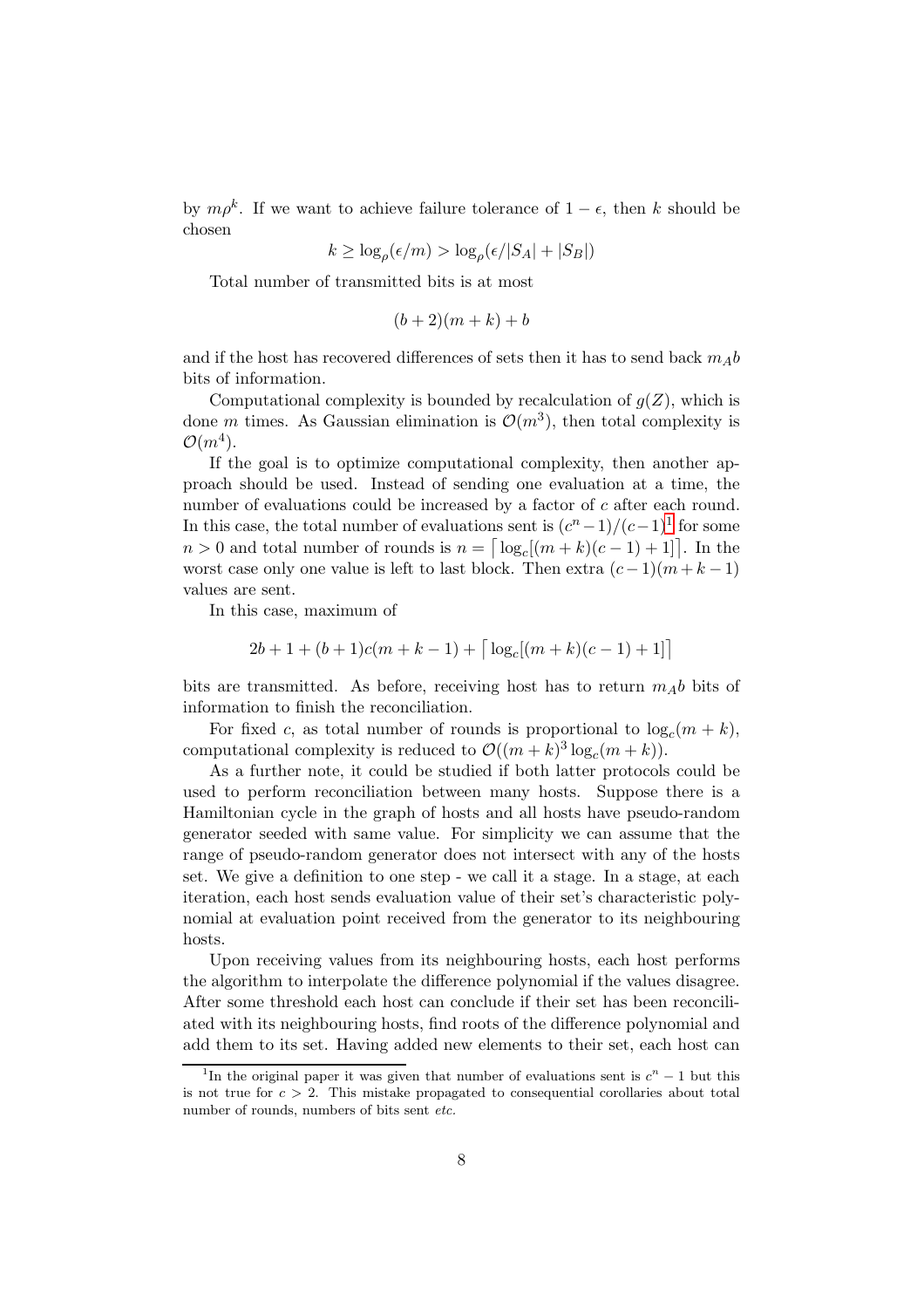by $m\rho^k$. If we want to achieve failure tolerance of $1-\epsilon$, then $k$ should be chosen

$$k \geq \log_\rho(\epsilon/m) > \log_\rho(\epsilon/|S_A| + |S_B|)$$

Total number of transmitted bits is at most

$$(b+2)(m+k)+b$$

and if the host has recovered differences of sets then it has to send back $m_A b$ bits of information.

Computational complexity is bounded by recalculation of $g(Z)$, which is done $m$ times. As Gaussian elimination is $\mathcal{O}(m^3)$, then total complexity is $\mathcal{O}(m^4)$.

If the goal is to optimize computational complexity, then another approach should be used. Instead of sending one evaluation at a time, the number of evaluations could be increased by a factor of $c$ after each round. In this case, the total number of evaluations sent is $(c^n - 1)/(c-1)$[1] for some $n > 0$ and total number of rounds is $n = \lceil \log_c[(m+k)(c-1)+1] \rceil$. In the worst case only one value is left to last block. Then extra $(c-1)(m+k-1)$ values are sent.

In this case, maximum of

$$2b + 1 + (b+1)c(m+k-1) + \lceil \log_c[(m+k)(c-1)+1] \rceil$$

bits are transmitted. As before, receiving host has to return $m_A b$ bits of information to finish the reconciliation.

For fixed $c$, as total number of rounds is proportional to $\log_c(m+k)$, computational complexity is reduced to $\mathcal{O}((m+k)^3 \log_c(m+k))$.

As a further note, it could be studied if both latter protocols could be used to perform reconciliation between many hosts. Suppose there is a Hamiltonian cycle in the graph of hosts and all hosts have pseudo-random generator seeded with same value. For simplicity we can assume that the range of pseudo-random generator does not intersect with any of the hosts set. We give a definition to one step - we call it a stage. In a stage, at each iteration, each host sends evaluation value of their set's characteristic polynomial at evaluation point received from the generator to its neighbouring hosts.

Upon receiving values from its neighbouring hosts, each host performs the algorithm to interpolate the difference polynomial if the values disagree. After some threshold each host can conclude if their set has been reconciliated with its neighbouring hosts, find roots of the difference polynomial and add them to its set. Having added new elements to their set, each host can

[1] In the original paper it was given that number of evaluations sent is $c^n - 1$ but this is not true for $c > 2$. This mistake propagated to consequential corollaries about total number of rounds, numbers of bits sent *etc.*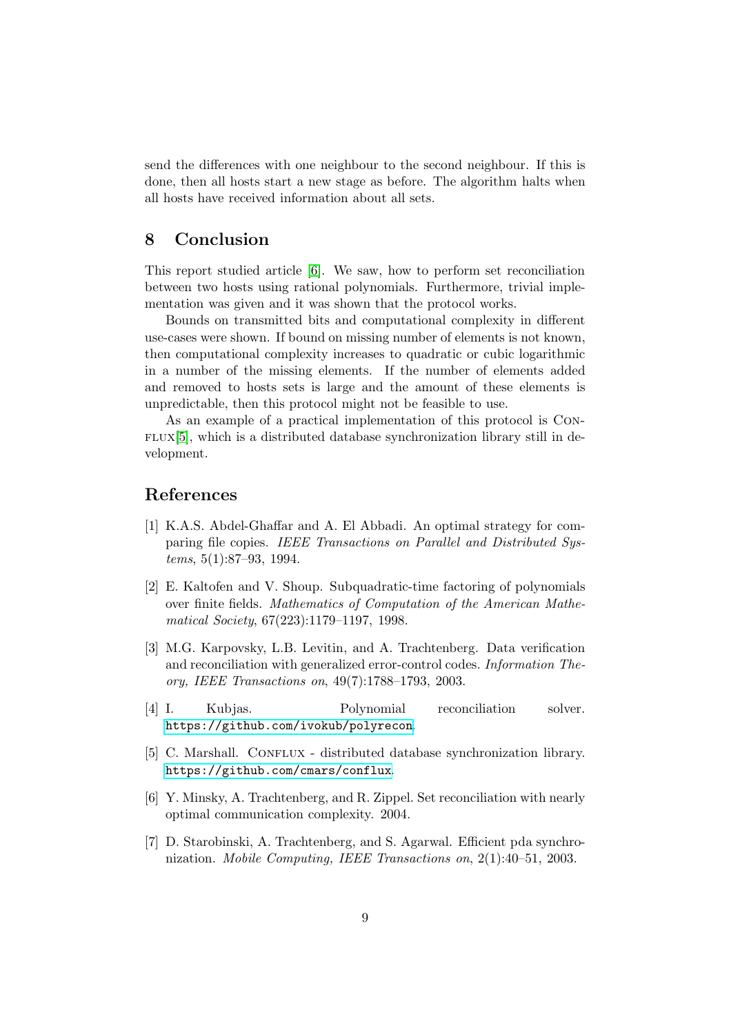send the differences with one neighbour to the second neighbour. If this is done, then all hosts start a new stage as before. The algorithm halts when all hosts have received information about all sets.

## 8 Conclusion

This report studied article [6]. We saw, how to perform set reconciliation between two hosts using rational polynomials. Furthermore, trivial implementation was given and it was shown that the protocol works.

Bounds on transmitted bits and computational complexity in different use-cases were shown. If bound on missing number of elements is not known, then computational complexity increases to quadratic or cubic logarithmic in a number of the missing elements. If the number of elements added and removed to hosts sets is large and the amount of these elements is unpredictable, then this protocol might not be feasible to use.

As an example of a practical implementation of this protocol is Conflux[5], which is a distributed database synchronization library still in development.

## References

[1] K.A.S. Abdel-Ghaffar and A. El Abbadi. An optimal strategy for comparing file copies. *IEEE Transactions on Parallel and Distributed Systems*, 5(1):87–93, 1994.

[2] E. Kaltofen and V. Shoup. Subquadratic-time factoring of polynomials over finite fields. *Mathematics of Computation of the American Mathematical Society*, 67(223):1179–1197, 1998.

[3] M.G. Karpovsky, L.B. Levitin, and A. Trachtenberg. Data verification and reconciliation with generalized error-control codes. *Information Theory, IEEE Transactions on*, 49(7):1788–1793, 2003.

[4] I. Kubjas. Polynomial reconciliation solver. `https://github.com/ivokub/polyrecon`.

[5] C. Marshall. Conflux - distributed database synchronization library. `https://github.com/cmars/conflux`.

[6] Y. Minsky, A. Trachtenberg, and R. Zippel. Set reconciliation with nearly optimal communication complexity. 2004.

[7] D. Starobinski, A. Trachtenberg, and S. Agarwal. Efficient pda synchronization. *Mobile Computing, IEEE Transactions on*, 2(1):40–51, 2003.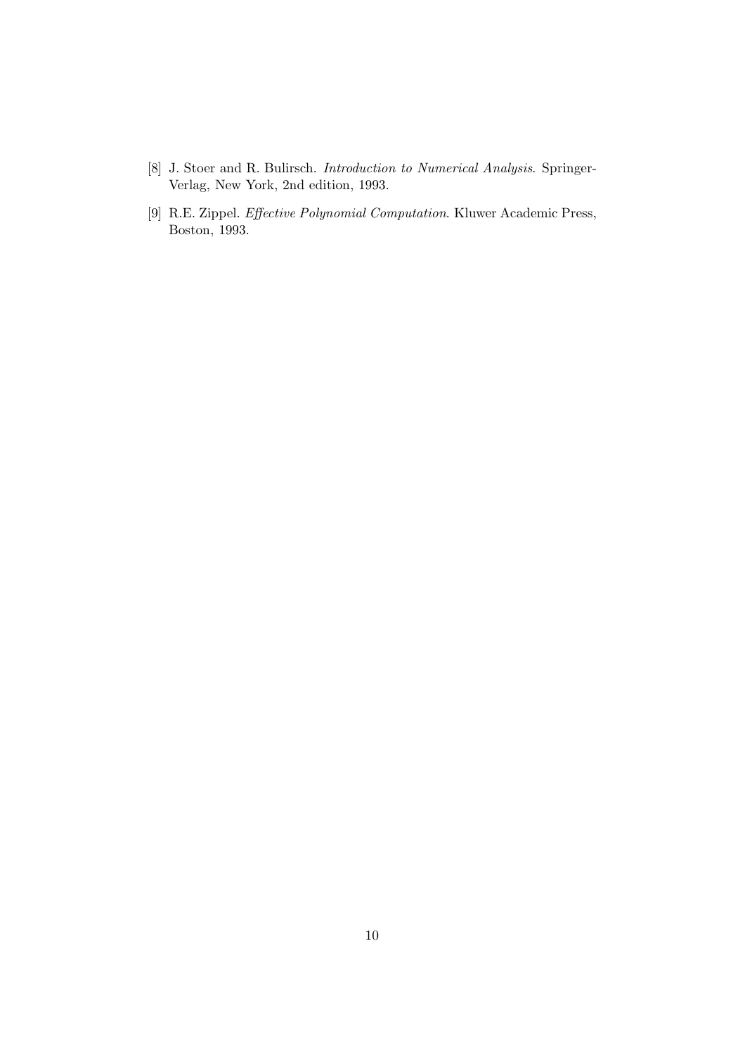[8] J. Stoer and R. Bulirsch. *Introduction to Numerical Analysis*. Springer-Verlag, New York, 2nd edition, 1993.

[9] R.E. Zippel. *Effective Polynomial Computation*. Kluwer Academic Press, Boston, 1993.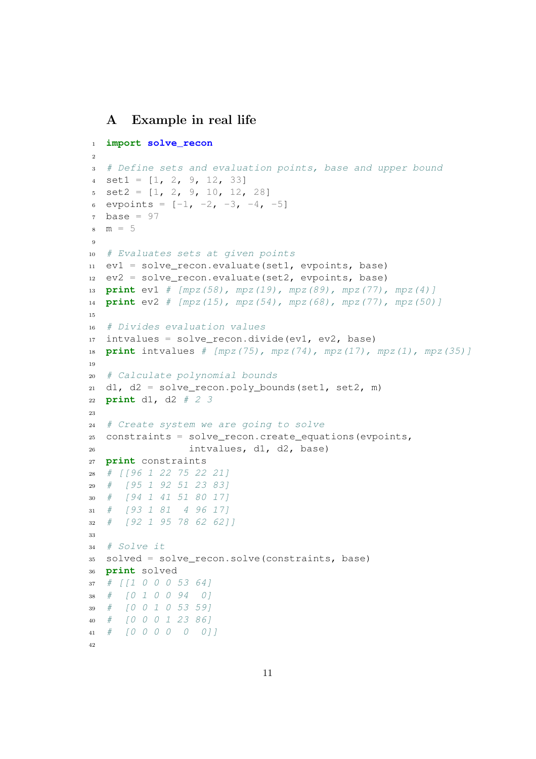## A Example in real life

```
import solve_recon

# Define sets and evaluation points, base and upper bound
set1 = [1, 2, 9, 12, 33]
set2 = [1, 2, 9, 10, 12, 28]
evpoints = [-1, -2, -3, -4, -5]
base = 97
m = 5

# Evaluates sets at given points
ev1 = solve_recon.evaluate(set1, evpoints, base)
ev2 = solve_recon.evaluate(set2, evpoints, base)
print ev1 # [mpz(58), mpz(19), mpz(89), mpz(77), mpz(4)]
print ev2 # [mpz(15), mpz(54), mpz(68), mpz(77), mpz(50)]

# Divides evaluation values
intvalues = solve_recon.divide(ev1, ev2, base)
print intvalues # [mpz(75), mpz(74), mpz(17), mpz(1), mpz(35)]

# Calculate polynomial bounds
d1, d2 = solve_recon.poly_bounds(set1, set2, m)
print d1, d2 # 2 3

# Create system we are going to solve
constraints = solve_recon.create_equations(evpoints,
              intvalues, d1, d2, base)
print constraints
# [[96 1 22 75 22 21]
#  [95 1 92 51 23 83]
#  [94 1 41 51 80 17]
#  [93 1 81  4 96 17]
#  [92 1 95 78 62 62]]

# Solve it
solved = solve_recon.solve(constraints, base)
print solved
# [[1 0 0 0 53 64]
#  [0 1 0 0 94  0]
#  [0 0 1 0 53 59]
#  [0 0 0 1 23 86]
#  [0 0 0 0  0  0]]

```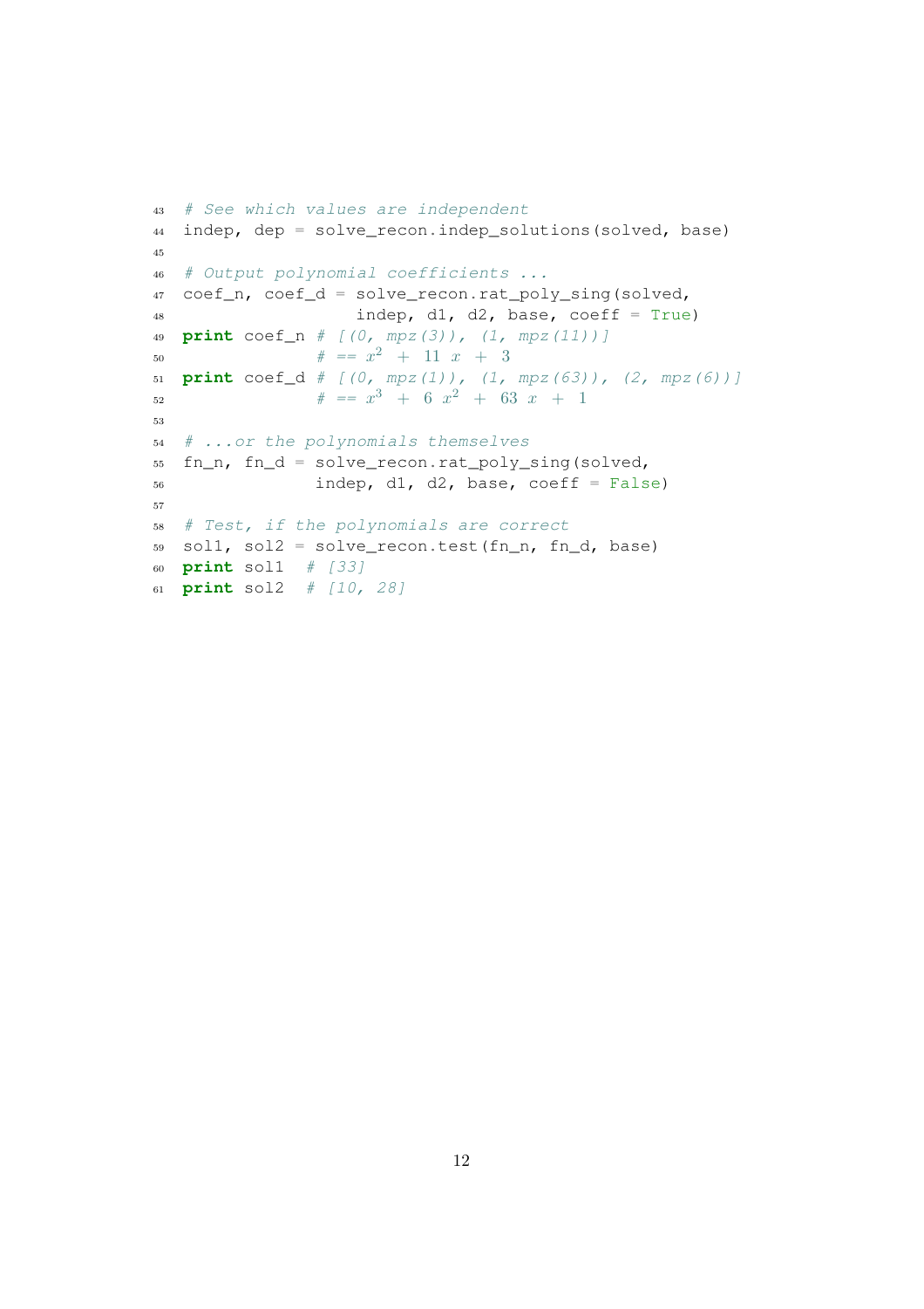```
# See which values are independent
indep, dep = solve_recon.indep_solutions(solved, base)

# Output polynomial coefficients ...
coef_n, coef_d = solve_recon.rat_poly_sing(solved,
                  indep, d1, d2, base, coeff = True)
print coef_n # [(0, mpz(3)), (1, mpz(11))]
             # == x^2 + 11 x + 3
print coef_d # [(0, mpz(1)), (1, mpz(63)), (2, mpz(6))]
             # == x^3 + 6 x^2 + 63 x + 1

# ...or the polynomials themselves
fn_n, fn_d = solve_recon.rat_poly_sing(solved,
             indep, d1, d2, base, coeff = False)

# Test, if the polynomials are correct
sol1, sol2 = solve_recon.test(fn_n, fn_d, base)
print sol1  # [33]
print sol2  # [10, 28]
```